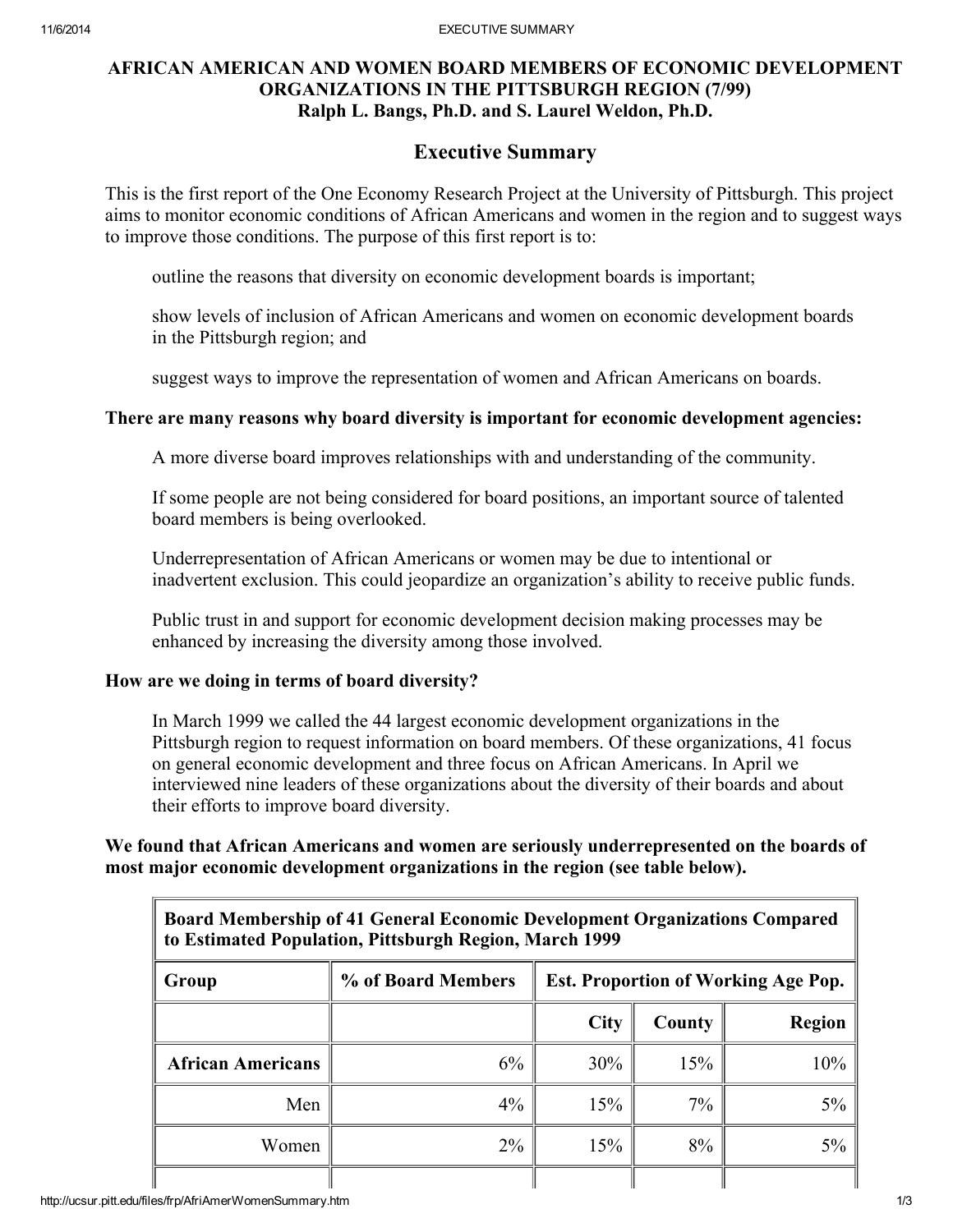# AFRICAN AMERICAN AND WOMEN BOARD MEMBERS OF ECONOMIC DEVELOPMENT ORGANIZATIONS IN THE PITTSBURGH REGION (7/99)

**Ralph L. Bangs, Ph.D. and S. Laurel Weldon, Ph.D.**

## Executive Summary

This is the first report of the One Economy Research Project at the University of Pittsburgh. This project aims to monitor economic conditions of African Americans and women in the region and to suggest ways to improve those conditions. The purpose of this first report is to:

- outline the reasons that diversity on economic development boards is important;
- show levels of inclusion of African Americans and women on economic development boards in the Pittsburgh region; and
- suggest ways to improve the representation of women and African Americans on boards.

**There are many reasons why board diversity is important for economic development agencies:**

- A more diverse board improves relationships with and understanding of the community.
- If some people are not being considered for board positions, an important source of talented board members is being overlooked.
- Underrepresentation of African Americans or women may be due to intentional or inadvertent exclusion. This could jeopardize an organization's ability to receive public funds.
- Public trust in and support for economic development decision making processes may be enhanced by increasing the diversity among those involved.

**How are we doing in terms of board diversity?**

In March 1999 we called the 44 largest economic development organizations in the Pittsburgh region to request information on board members. Of these organizations, 41 focus on general economic development and three focus on African Americans. In April we interviewed nine leaders of these organizations about the diversity of their boards and about their efforts to improve board diversity.

**We found that African Americans and women are seriously underrepresented on the boards of most major economic development organizations in the region (see table below).**

**Board Membership of 41 General Economic Development Organizations Compared to Estimated Population, Pittsburgh Region, March 1999**

| Group | % of Board Members | Est. Proportion of Working Age Pop. | | |
|---|---|---|---|---|
| | | City | County | Region |
| **African Americans** | 6% | 30% | 15% | 10% |
| Men | 4% | 15% | 7% | 5% |
| Women | 2% | 15% | 8% | 5% |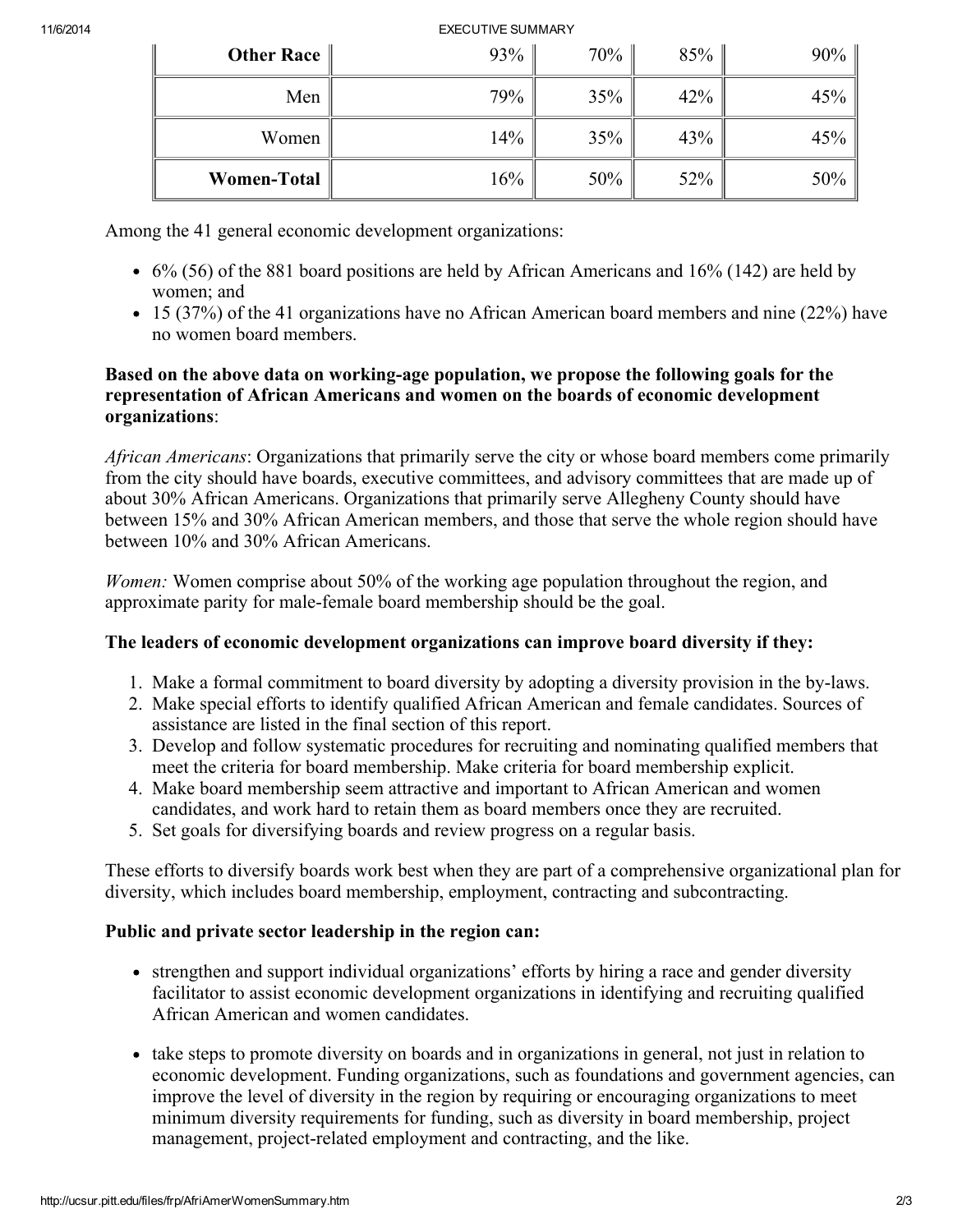| **Other Race** | 93% | 70% | 85% | 90% |
|---|---|---|---|---|
| Men | 79% | 35% | 42% | 45% |
| Women | 14% | 35% | 43% | 45% |
| **Women-Total** | 16% | 50% | 52% | 50% |

Among the 41 general economic development organizations:

- 6% (56) of the 881 board positions are held by African Americans and 16% (142) are held by women; and
- 15 (37%) of the 41 organizations have no African American board members and nine (22%) have no women board members.

**Based on the above data on working-age population, we propose the following goals for the representation of African Americans and women on the boards of economic development organizations**:

*African Americans*: Organizations that primarily serve the city or whose board members come primarily from the city should have boards, executive committees, and advisory committees that are made up of about 30% African Americans. Organizations that primarily serve Allegheny County should have between 15% and 30% African American members, and those that serve the whole region should have between 10% and 30% African Americans.

*Women:* Women comprise about 50% of the working age population throughout the region, and approximate parity for male-female board membership should be the goal.

**The leaders of economic development organizations can improve board diversity if they:**

1. Make a formal commitment to board diversity by adopting a diversity provision in the by-laws.
2. Make special efforts to identify qualified African American and female candidates. Sources of assistance are listed in the final section of this report.
3. Develop and follow systematic procedures for recruiting and nominating qualified members that meet the criteria for board membership. Make criteria for board membership explicit.
4. Make board membership seem attractive and important to African American and women candidates, and work hard to retain them as board members once they are recruited.
5. Set goals for diversifying boards and review progress on a regular basis.

These efforts to diversify boards work best when they are part of a comprehensive organizational plan for diversity, which includes board membership, employment, contracting and subcontracting.

**Public and private sector leadership in the region can:**

- strengthen and support individual organizations' efforts by hiring a race and gender diversity facilitator to assist economic development organizations in identifying and recruiting qualified African American and women candidates.
- take steps to promote diversity on boards and in organizations in general, not just in relation to economic development. Funding organizations, such as foundations and government agencies, can improve the level of diversity in the region by requiring or encouraging organizations to meet minimum diversity requirements for funding, such as diversity in board membership, project management, project-related employment and contracting, and the like.